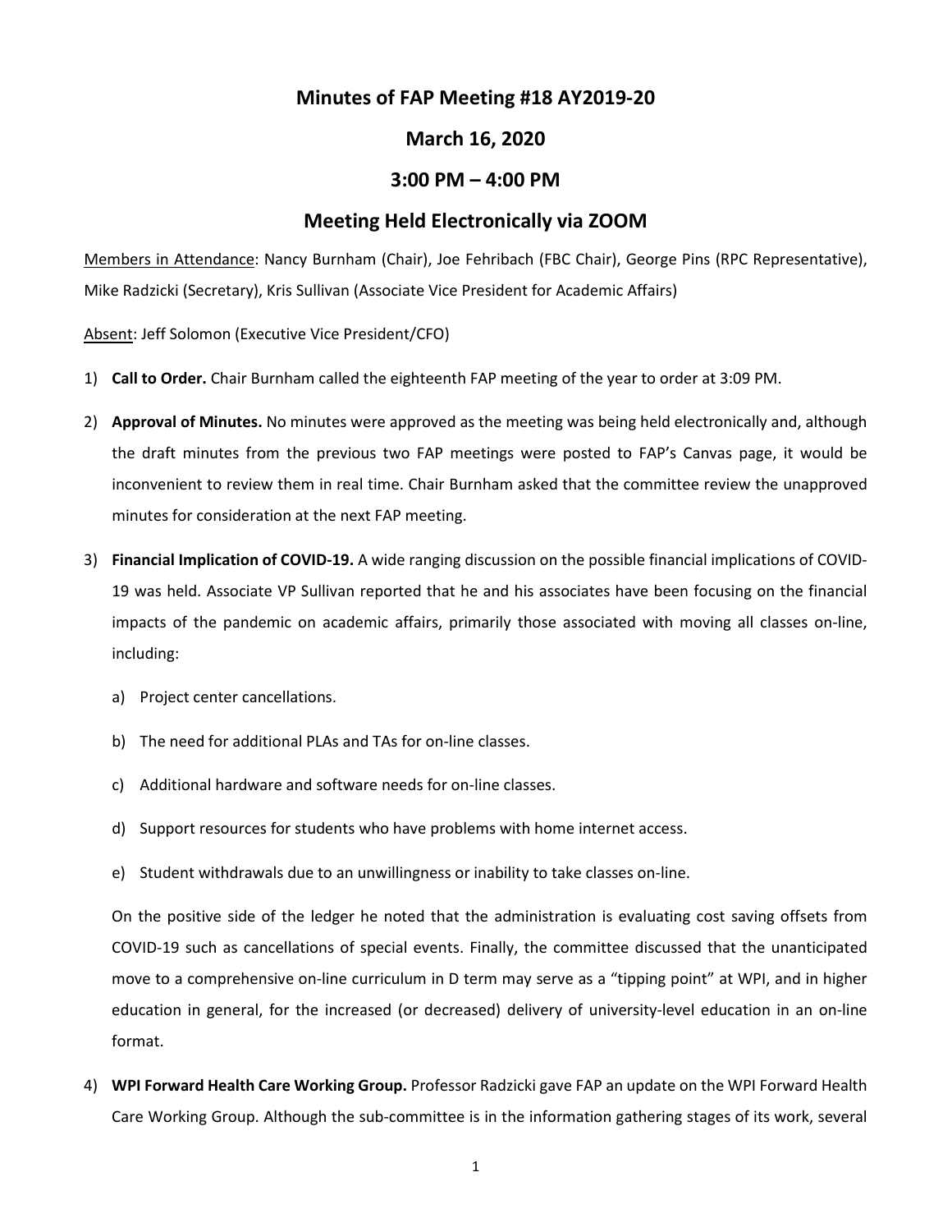# Minutes of FAP Meeting #18 AY2019-20

## March 16, 2020

## 3:00 PM – 4:00 PM

## Meeting Held Electronically via ZOOM

Members in Attendance: Nancy Burnham (Chair), Joe Fehribach (FBC Chair), George Pins (RPC Representative), Mike Radzicki (Secretary), Kris Sullivan (Associate Vice President for Academic Affairs)

Absent: Jeff Solomon (Executive Vice President/CFO)

1) **Call to Order.** Chair Burnham called the eighteenth FAP meeting of the year to order at 3:09 PM.

2) **Approval of Minutes.** No minutes were approved as the meeting was being held electronically and, although the draft minutes from the previous two FAP meetings were posted to FAP's Canvas page, it would be inconvenient to review them in real time. Chair Burnham asked that the committee review the unapproved minutes for consideration at the next FAP meeting.

3) **Financial Implication of COVID-19.** A wide ranging discussion on the possible financial implications of COVID-19 was held. Associate VP Sullivan reported that he and his associates have been focusing on the financial impacts of the pandemic on academic affairs, primarily those associated with moving all classes on-line, including:

   a) Project center cancellations.

   b) The need for additional PLAs and TAs for on-line classes.

   c) Additional hardware and software needs for on-line classes.

   d) Support resources for students who have problems with home internet access.

   e) Student withdrawals due to an unwillingness or inability to take classes on-line.

   On the positive side of the ledger he noted that the administration is evaluating cost saving offsets from COVID-19 such as cancellations of special events. Finally, the committee discussed that the unanticipated move to a comprehensive on-line curriculum in D term may serve as a "tipping point" at WPI, and in higher education in general, for the increased (or decreased) delivery of university-level education in an on-line format.

4) **WPI Forward Health Care Working Group.** Professor Radzicki gave FAP an update on the WPI Forward Health Care Working Group. Although the sub-committee is in the information gathering stages of its work, several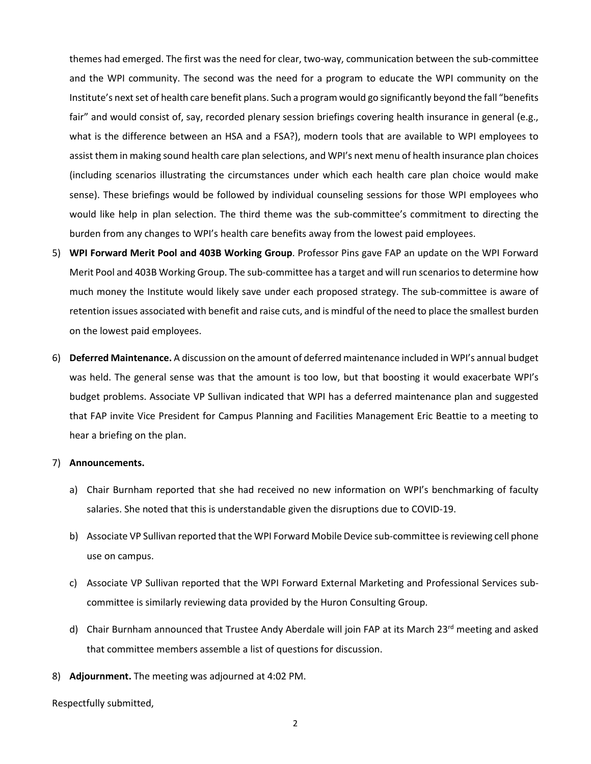themes had emerged. The first was the need for clear, two-way, communication between the sub-committee and the WPI community. The second was the need for a program to educate the WPI community on the Institute's next set of health care benefit plans. Such a program would go significantly beyond the fall "benefits fair" and would consist of, say, recorded plenary session briefings covering health insurance in general (e.g., what is the difference between an HSA and a FSA?), modern tools that are available to WPI employees to assist them in making sound health care plan selections, and WPI's next menu of health insurance plan choices (including scenarios illustrating the circumstances under which each health care plan choice would make sense). These briefings would be followed by individual counseling sessions for those WPI employees who would like help in plan selection. The third theme was the sub-committee's commitment to directing the burden from any changes to WPI's health care benefits away from the lowest paid employees.

5) **WPI Forward Merit Pool and 403B Working Group**. Professor Pins gave FAP an update on the WPI Forward Merit Pool and 403B Working Group. The sub-committee has a target and will run scenarios to determine how much money the Institute would likely save under each proposed strategy. The sub-committee is aware of retention issues associated with benefit and raise cuts, and is mindful of the need to place the smallest burden on the lowest paid employees.

6) **Deferred Maintenance.** A discussion on the amount of deferred maintenance included in WPI's annual budget was held. The general sense was that the amount is too low, but that boosting it would exacerbate WPI's budget problems. Associate VP Sullivan indicated that WPI has a deferred maintenance plan and suggested that FAP invite Vice President for Campus Planning and Facilities Management Eric Beattie to a meeting to hear a briefing on the plan.

7) **Announcements.**

   a) Chair Burnham reported that she had received no new information on WPI's benchmarking of faculty salaries. She noted that this is understandable given the disruptions due to COVID-19.

   b) Associate VP Sullivan reported that the WPI Forward Mobile Device sub-committee is reviewing cell phone use on campus.

   c) Associate VP Sullivan reported that the WPI Forward External Marketing and Professional Services sub-committee is similarly reviewing data provided by the Huron Consulting Group.

   d) Chair Burnham announced that Trustee Andy Aberdale will join FAP at its March 23rd meeting and asked that committee members assemble a list of questions for discussion.

8) **Adjournment.** The meeting was adjourned at 4:02 PM.

Respectfully submitted,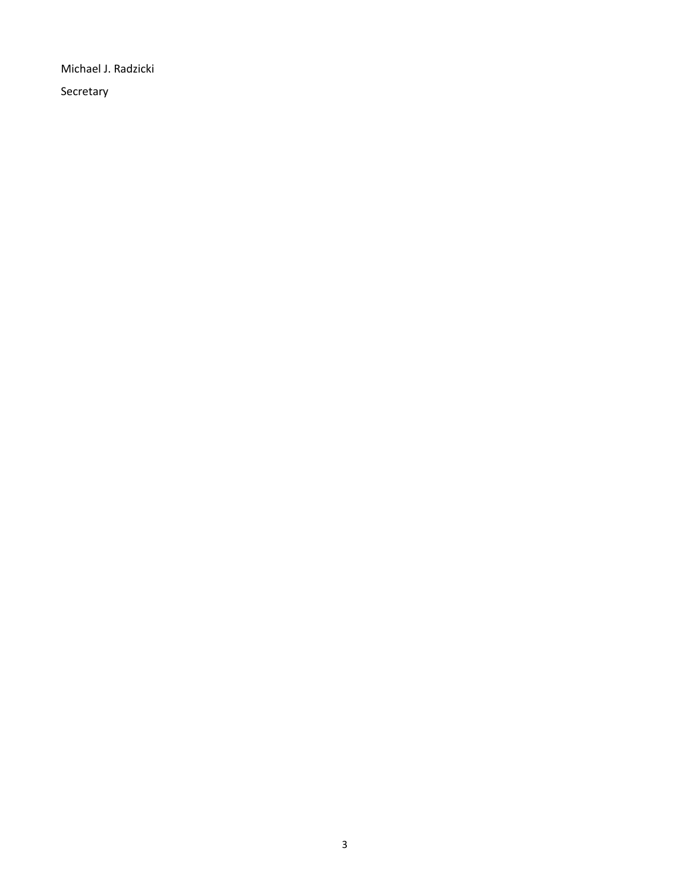Michael J. Radzicki

Secretary